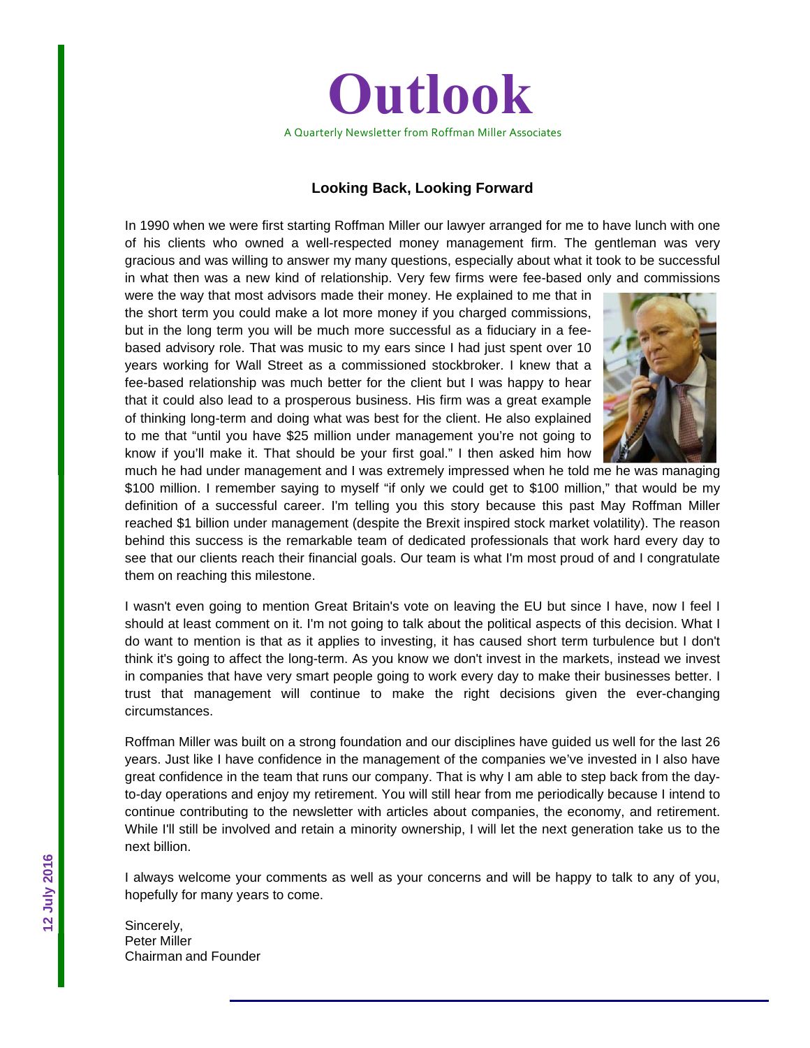# Outlook

A Quarterly Newsletter from Roffman Miller Associates

12 July 2016

## Looking Back, Looking Forward

In 1990 when we were first starting Roffman Miller our lawyer arranged for me to have lunch with one of his clients who owned a well-respected money management firm. The gentleman was very gracious and was willing to answer my many questions, especially about what it took to be successful in what then was a new kind of relationship. Very few firms were fee-based only and commissions were the way that most advisors made their money. He explained to me that in the short term you could make a lot more money if you charged commissions, but in the long term you will be much more successful as a fiduciary in a fee-based advisory role. That was music to my ears since I had just spent over 10 years working for Wall Street as a commissioned stockbroker. I knew that a fee-based relationship was much better for the client but I was happy to hear that it could also lead to a prosperous business. His firm was a great example of thinking long-term and doing what was best for the client. He also explained to me that "until you have $25 million under management you're not going to know if you'll make it. That should be your first goal." I then asked him how much he had under management and I was extremely impressed when he told me he was managing $100 million. I remember saying to myself "if only we could get to $100 million," that would be my definition of a successful career. I'm telling you this story because this past May Roffman Miller reached $1 billion under management (despite the Brexit inspired stock market volatility). The reason behind this success is the remarkable team of dedicated professionals that work hard every day to see that our clients reach their financial goals. Our team is what I'm most proud of and I congratulate them on reaching this milestone.

I wasn't even going to mention Great Britain's vote on leaving the EU but since I have, now I feel I should at least comment on it. I'm not going to talk about the political aspects of this decision. What I do want to mention is that as it applies to investing, it has caused short term turbulence but I don't think it's going to affect the long-term. As you know we don't invest in the markets, instead we invest in companies that have very smart people going to work every day to make their businesses better. I trust that management will continue to make the right decisions given the ever-changing circumstances.

Roffman Miller was built on a strong foundation and our disciplines have guided us well for the last 26 years. Just like I have confidence in the management of the companies we've invested in I also have great confidence in the team that runs our company. That is why I am able to step back from the day-to-day operations and enjoy my retirement. You will still hear from me periodically because I intend to continue contributing to the newsletter with articles about companies, the economy, and retirement. While I'll still be involved and retain a minority ownership, I will let the next generation take us to the next billion.

I always welcome your comments as well as your concerns and will be happy to talk to any of you, hopefully for many years to come.

Sincerely,
Peter Miller
Chairman and Founder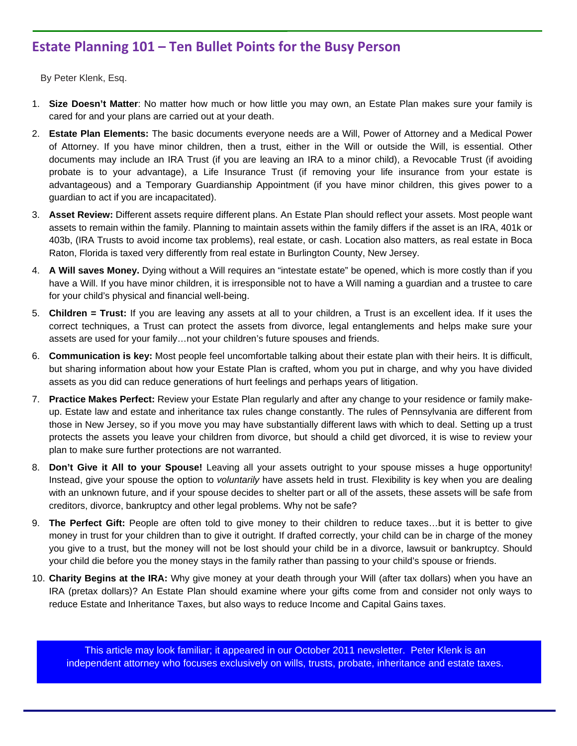## Estate Planning 101 – Ten Bullet Points for the Busy Person

By Peter Klenk, Esq.

1. **Size Doesn't Matter**: No matter how much or how little you may own, an Estate Plan makes sure your family is cared for and your plans are carried out at your death.
2. **Estate Plan Elements:** The basic documents everyone needs are a Will, Power of Attorney and a Medical Power of Attorney. If you have minor children, then a trust, either in the Will or outside the Will, is essential. Other documents may include an IRA Trust (if you are leaving an IRA to a minor child), a Revocable Trust (if avoiding probate is to your advantage), a Life Insurance Trust (if removing your life insurance from your estate is advantageous) and a Temporary Guardianship Appointment (if you have minor children, this gives power to a guardian to act if you are incapacitated).
3. **Asset Review:** Different assets require different plans. An Estate Plan should reflect your assets. Most people want assets to remain within the family. Planning to maintain assets within the family differs if the asset is an IRA, 401k or 403b, (IRA Trusts to avoid income tax problems), real estate, or cash. Location also matters, as real estate in Boca Raton, Florida is taxed very differently from real estate in Burlington County, New Jersey.
4. **A Will saves Money.** Dying without a Will requires an "intestate estate" be opened, which is more costly than if you have a Will. If you have minor children, it is irresponsible not to have a Will naming a guardian and a trustee to care for your child's physical and financial well-being.
5. **Children = Trust:** If you are leaving any assets at all to your children, a Trust is an excellent idea. If it uses the correct techniques, a Trust can protect the assets from divorce, legal entanglements and helps make sure your assets are used for your family…not your children's future spouses and friends.
6. **Communication is key:** Most people feel uncomfortable talking about their estate plan with their heirs. It is difficult, but sharing information about how your Estate Plan is crafted, whom you put in charge, and why you have divided assets as you did can reduce generations of hurt feelings and perhaps years of litigation.
7. **Practice Makes Perfect:** Review your Estate Plan regularly and after any change to your residence or family make-up. Estate law and estate and inheritance tax rules change constantly. The rules of Pennsylvania are different from those in New Jersey, so if you move you may have substantially different laws with which to deal. Setting up a trust protects the assets you leave your children from divorce, but should a child get divorced, it is wise to review your plan to make sure further protections are not warranted.
8. **Don't Give it All to your Spouse!** Leaving all your assets outright to your spouse misses a huge opportunity! Instead, give your spouse the option to *voluntarily* have assets held in trust. Flexibility is key when you are dealing with an unknown future, and if your spouse decides to shelter part or all of the assets, these assets will be safe from creditors, divorce, bankruptcy and other legal problems. Why not be safe?
9. **The Perfect Gift:** People are often told to give money to their children to reduce taxes…but it is better to give money in trust for your children than to give it outright. If drafted correctly, your child can be in charge of the money you give to a trust, but the money will not be lost should your child be in a divorce, lawsuit or bankruptcy. Should your child die before you the money stays in the family rather than passing to your child's spouse or friends.
10. **Charity Begins at the IRA:** Why give money at your death through your Will (after tax dollars) when you have an IRA (pretax dollars)? An Estate Plan should examine where your gifts come from and consider not only ways to reduce Estate and Inheritance Taxes, but also ways to reduce Income and Capital Gains taxes.

This article may look familiar; it appeared in our October 2011 newsletter. Peter Klenk is an independent attorney who focuses exclusively on wills, trusts, probate, inheritance and estate taxes.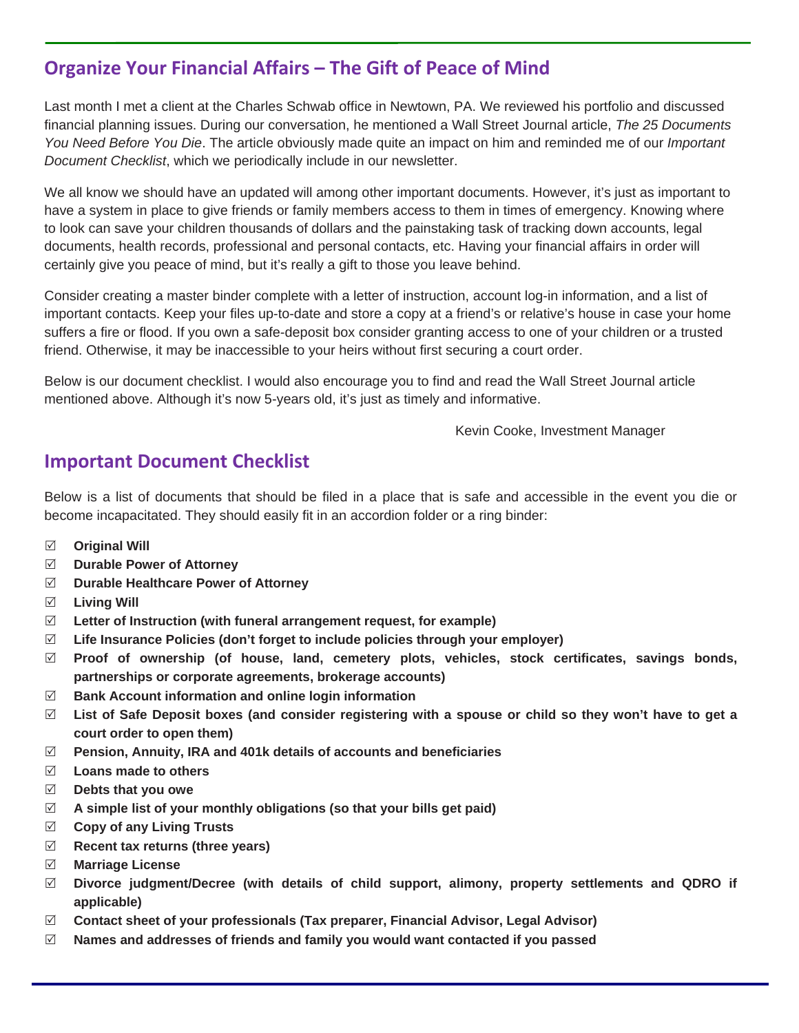## Organize Your Financial Affairs – The Gift of Peace of Mind

Last month I met a client at the Charles Schwab office in Newtown, PA. We reviewed his portfolio and discussed financial planning issues. During our conversation, he mentioned a Wall Street Journal article, *The 25 Documents You Need Before You Die*. The article obviously made quite an impact on him and reminded me of our *Important Document Checklist*, which we periodically include in our newsletter.

We all know we should have an updated will among other important documents. However, it's just as important to have a system in place to give friends or family members access to them in times of emergency. Knowing where to look can save your children thousands of dollars and the painstaking task of tracking down accounts, legal documents, health records, professional and personal contacts, etc. Having your financial affairs in order will certainly give you peace of mind, but it's really a gift to those you leave behind.

Consider creating a master binder complete with a letter of instruction, account log-in information, and a list of important contacts. Keep your files up-to-date and store a copy at a friend's or relative's house in case your home suffers a fire or flood. If you own a safe-deposit box consider granting access to one of your children or a trusted friend. Otherwise, it may be inaccessible to your heirs without first securing a court order.

Below is our document checklist. I would also encourage you to find and read the Wall Street Journal article mentioned above. Although it's now 5-years old, it's just as timely and informative.

Kevin Cooke, Investment Manager

## Important Document Checklist

Below is a list of documents that should be filed in a place that is safe and accessible in the event you die or become incapacitated. They should easily fit in an accordion folder or a ring binder:

- ☑ **Original Will**
- ☑ **Durable Power of Attorney**
- ☑ **Durable Healthcare Power of Attorney**
- ☑ **Living Will**
- ☑ **Letter of Instruction (with funeral arrangement request, for example)**
- ☑ **Life Insurance Policies (don't forget to include policies through your employer)**
- ☑ **Proof of ownership (of house, land, cemetery plots, vehicles, stock certificates, savings bonds, partnerships or corporate agreements, brokerage accounts)**
- ☑ **Bank Account information and online login information**
- ☑ **List of Safe Deposit boxes (and consider registering with a spouse or child so they won't have to get a court order to open them)**
- ☑ **Pension, Annuity, IRA and 401k details of accounts and beneficiaries**
- ☑ **Loans made to others**
- ☑ **Debts that you owe**
- ☑ **A simple list of your monthly obligations (so that your bills get paid)**
- ☑ **Copy of any Living Trusts**
- ☑ **Recent tax returns (three years)**
- ☑ **Marriage License**
- ☑ **Divorce judgment/Decree (with details of child support, alimony, property settlements and QDRO if applicable)**
- ☑ **Contact sheet of your professionals (Tax preparer, Financial Advisor, Legal Advisor)**
- ☑ **Names and addresses of friends and family you would want contacted if you passed**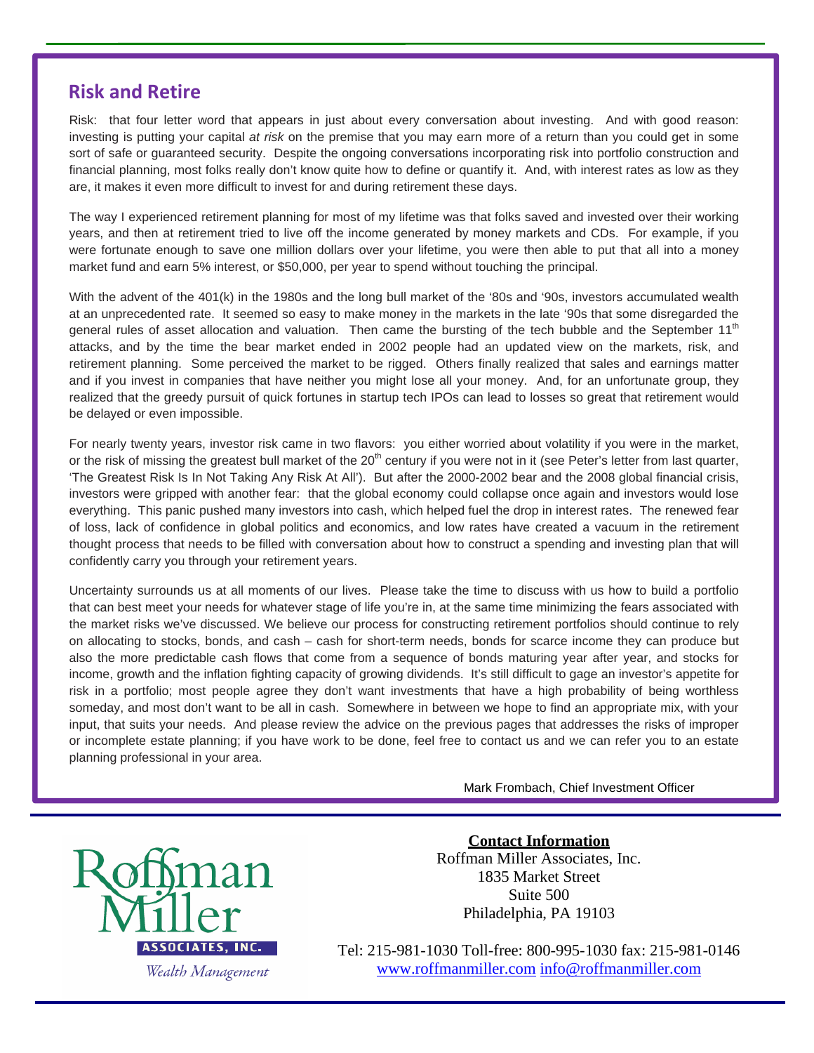## Risk and Retire

Risk: that four letter word that appears in just about every conversation about investing. And with good reason: investing is putting your capital *at risk* on the premise that you may earn more of a return than you could get in some sort of safe or guaranteed security. Despite the ongoing conversations incorporating risk into portfolio construction and financial planning, most folks really don't know quite how to define or quantify it. And, with interest rates as low as they are, it makes it even more difficult to invest for and during retirement these days.

The way I experienced retirement planning for most of my lifetime was that folks saved and invested over their working years, and then at retirement tried to live off the income generated by money markets and CDs. For example, if you were fortunate enough to save one million dollars over your lifetime, you were then able to put that all into a money market fund and earn 5% interest, or $50,000, per year to spend without touching the principal.

With the advent of the 401(k) in the 1980s and the long bull market of the '80s and '90s, investors accumulated wealth at an unprecedented rate. It seemed so easy to make money in the markets in the late '90s that some disregarded the general rules of asset allocation and valuation. Then came the bursting of the tech bubble and the September 11th attacks, and by the time the bear market ended in 2002 people had an updated view on the markets, risk, and retirement planning. Some perceived the market to be rigged. Others finally realized that sales and earnings matter and if you invest in companies that have neither you might lose all your money. And, for an unfortunate group, they realized that the greedy pursuit of quick fortunes in startup tech IPOs can lead to losses so great that retirement would be delayed or even impossible.

For nearly twenty years, investor risk came in two flavors: you either worried about volatility if you were in the market, or the risk of missing the greatest bull market of the 20th century if you were not in it (see Peter's letter from last quarter, 'The Greatest Risk Is In Not Taking Any Risk At All'). But after the 2000-2002 bear and the 2008 global financial crisis, investors were gripped with another fear: that the global economy could collapse once again and investors would lose everything. This panic pushed many investors into cash, which helped fuel the drop in interest rates. The renewed fear of loss, lack of confidence in global politics and economics, and low rates have created a vacuum in the retirement thought process that needs to be filled with conversation about how to construct a spending and investing plan that will confidently carry you through your retirement years.

Uncertainty surrounds us at all moments of our lives. Please take the time to discuss with us how to build a portfolio that can best meet your needs for whatever stage of life you're in, at the same time minimizing the fears associated with the market risks we've discussed. We believe our process for constructing retirement portfolios should continue to rely on allocating to stocks, bonds, and cash – cash for short-term needs, bonds for scarce income they can produce but also the more predictable cash flows that come from a sequence of bonds maturing year after year, and stocks for income, growth and the inflation fighting capacity of growing dividends. It's still difficult to gage an investor's appetite for risk in a portfolio; most people agree they don't want investments that have a high probability of being worthless someday, and most don't want to be all in cash. Somewhere in between we hope to find an appropriate mix, with your input, that suits your needs. And please review the advice on the previous pages that addresses the risks of improper or incomplete estate planning; if you have work to be done, feel free to contact us and we can refer you to an estate planning professional in your area.

Mark Frombach, Chief Investment Officer

Roffman Miller ASSOCIATES, INC. Wealth Management

**Contact Information**
Roffman Miller Associates, Inc.
1835 Market Street
Suite 500
Philadelphia, PA 19103

Tel: 215-981-1030 Toll-free: 800-995-1030 fax: 215-981-0146
www.roffmanmiller.com info@roffmanmiller.com